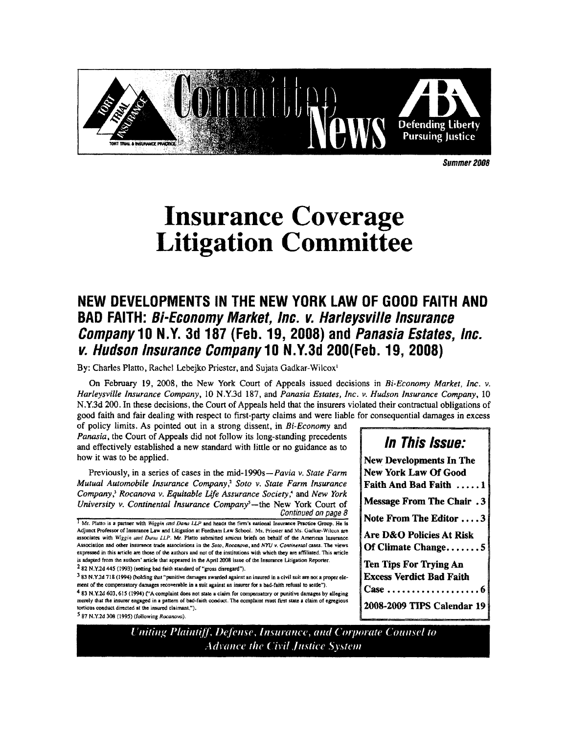Committee News

Defending Liberty Pursuing Justice

Summer 2008

# Insurance Coverage Litigation Committee

## NEW DEVELOPMENTS IN THE NEW YORK LAW OF GOOD FAITH AND BAD FAITH: *Bi-Economy Market, Inc. v. Harleysville Insurance Company* 10 N.Y. 3d 187 (Feb. 19, 2008) and *Panasia Estates, Inc. v. Hudson Insurance Company* 10 N.Y.3d 200(Feb. 19, 2008)

By: Charles Platto, Rachel Lebejko Priester, and Sujata Gadkar-Wilcox[1]

On February 19, 2008, the New York Court of Appeals issued decisions in *Bi-Economy Market, Inc. v. Harleysville Insurance Company*, 10 N.Y.3d 187, and *Panasia Estates, Inc. v. Hudson Insurance Company*, 10 N.Y.3d 200. In these decisions, the Court of Appeals held that the insurers violated their contractual obligations of good faith and fair dealing with respect to first-party claims and were liable for consequential damages in excess of policy limits. As pointed out in a strong dissent, in *Bi-Economy* and *Panasia*, the Court of Appeals did not follow its long-standing precedents and effectively established a new standard with little or no guidance as to how it was to be applied.

Previously, in a series of cases in the mid-1990s—*Pavia v. State Farm Mutual Automobile Insurance Company*,[2] *Soto v. State Farm Insurance Company*,[3] *Rocanova v. Equitable Life Assurance Society*,[4] and *New York University v. Continental Insurance Company*[5]—the New York Court of

*Continued on page 8*

**In This Issue:**

- New Developments In The New York Law Of Good Faith And Bad Faith ..... 1
- Message From The Chair . 3
- Note From The Editor .... 3
- Are D&O Policies At Risk Of Climate Change....... 5
- Ten Tips For Trying An Excess Verdict Bad Faith Case .................... 6
- 2008-2009 TIPS Calendar 19

[1] Mr. Platto is a partner with *Wiggin and Dana LLP* and heads the firm's national Insurance Practice Group. He is Adjunct Professor of Insurance Law and Litigation at Fordham Law School. Ms. Priester and Ms. Gadkar-Wilcox are associates with *Wiggin and Dana LLP*. Mr. Platto submitted amicus briefs on behalf of the American Insurance Association and other insurance trade associations in the *Soto*, *Rocanova*, and *NYU v. Continental* cases. The views expressed in this article are those of the authors and not of the institutions with which they are affiliated. This article is adapted from the authors' article that appeared in the April 2008 issue of the Insurance Litigation Reporter.

[2] 82 N.Y.2d 445 (1993) (setting bad faith standard of "gross disregard").

[3] 83 N.Y.2d 718 (1994) (holding that "punitive damages awarded against an insured in a civil suit are not a proper element of the compensatory damages recoverable in a suit against an insurer for a bad-faith refusal to settle").

[4] 83 N.Y.2d 603, 615 (1994) ("A complaint does not state a claim for compensatory or punitive damages by alleging merely that the insurer engaged in a pattern of bad-faith conduct. The complaint must first state a claim of egregious tortious conduct directed at the insured claimant.").

[5] 87 N.Y.2d 308 (1995) (following *Rocanova*).

Uniting Plaintiff, Defense, Insurance, and Corporate Counsel to Advance the Civil Justice System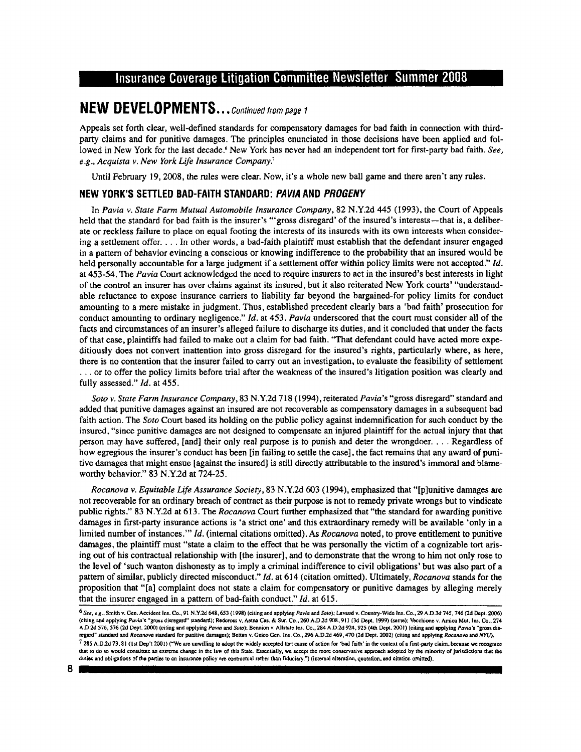## NEW DEVELOPMENTS... *Continued from page 1*

Appeals set forth clear, well-defined standards for compensatory damages for bad faith in connection with third-party claims and for punitive damages. The principles enunciated in those decisions have been applied and followed in New York for the last decade.[6] New York has never had an independent tort for first-party bad faith. *See, e.g., Acquista v. New York Life Insurance Company*.[7]

Until February 19, 2008, the rules were clear. Now, it's a whole new ball game and there aren't any rules.

### NEW YORK'S SETTLED BAD-FAITH STANDARD: *PAVIA* AND *PROGENY*

In *Pavia v. State Farm Mutual Automobile Insurance Company*, 82 N.Y.2d 445 (1993), the Court of Appeals held that the standard for bad faith is the insurer's "'gross disregard' of the insured's interests—that is, a deliberate or reckless failure to place on equal footing the interests of its insureds with its own interests when considering a settlement offer. . . . In other words, a bad-faith plaintiff must establish that the defendant insurer engaged in a pattern of behavior evincing a conscious or knowing indifference to the probability that an insured would be held personally accountable for a large judgment if a settlement offer within policy limits were not accepted." *Id.* at 453-54. The *Pavia* Court acknowledged the need to require insurers to act in the insured's best interests in light of the control an insurer has over claims against its insured, but it also reiterated New York courts' "understandable reluctance to expose insurance carriers to liability far beyond the bargained-for policy limits for conduct amounting to a mere mistake in judgment. Thus, established precedent clearly bars a 'bad faith' prosecution for conduct amounting to ordinary negligence." *Id.* at 453. *Pavia* underscored that the court must consider all of the facts and circumstances of an insurer's alleged failure to discharge its duties, and it concluded that under the facts of that case, plaintiffs had failed to make out a claim for bad faith. "That defendant could have acted more expeditiously does not convert inattention into gross disregard for the insured's rights, particularly where, as here, there is no contention that the insurer failed to carry out an investigation, to evaluate the feasibility of settlement . . . or to offer the policy limits before trial after the weakness of the insured's litigation position was clearly and fully assessed." *Id.* at 455.

*Soto v. State Farm Insurance Company*, 83 N.Y.2d 718 (1994), reiterated *Pavia*'s "gross disregard" standard and added that punitive damages against an insured are not recoverable as compensatory damages in a subsequent bad faith action. The *Soto* Court based its holding on the public policy against indemnification for such conduct by the insured, "since punitive damages are not designed to compensate an injured plaintiff for the actual injury that that person may have suffered, [and] their only real purpose is to punish and deter the wrongdoer. . . . Regardless of how egregious the insurer's conduct has been [in failing to settle the case], the fact remains that any award of punitive damages that might ensue [against the insured] is still directly attributable to the insured's immoral and blameworthy behavior." 83 N.Y.2d at 724-25.

*Rocanova v. Equitable Life Assurance Society*, 83 N.Y.2d 603 (1994), emphasized that "[p]unitive damages are not recoverable for an ordinary breach of contract as their purpose is not to remedy private wrongs but to vindicate public rights." 83 N.Y.2d at 613. The *Rocanova* Court further emphasized that "the standard for awarding punitive damages in first-party insurance actions is 'a strict one' and this extraordinary remedy will be available 'only in a limited number of instances.'" *Id.* (internal citations omitted). As *Rocanova* noted, to prove entitlement to punitive damages, the plaintiff must "state a claim to the effect that he was personally the victim of a cognizable tort arising out of his contractual relationship with [the insurer], and to demonstrate that the wrong to him not only rose to the level of 'such wanton dishonesty as to imply a criminal indifference to civil obligations' but was also part of a pattern of similar, publicly directed misconduct." *Id.* at 614 (citation omitted). Ultimately, *Rocanova* stands for the proposition that "[a] complaint does not state a claim for compensatory or punitive damages by alleging merely that the insurer engaged in a pattern of bad-faith conduct." *Id.* at 615.

---

[6] *See, e.g.*, Smith v. Gen. Accident Ins. Co., 91 N.Y.2d 648, 653 (1998) (citing and applying *Pavia* and *Soto*); Lavaud v. Country-Wide Ins. Co., 29 A.D.3d 745, 746 (2d Dept. 2006) (citing and applying *Pavia*'s "gross disregard" standard); Redcross v. Aetna Cas. & Sur. Co., 260 A.D.2d 908, 911 (3d Dept. 1999) (same); Vecchione v. Amica Mut. Ins. Co., 274 A.D.2d 576, 576 (2d Dept. 2000) (citing and applying *Pavia* and *Soto*); Bennion v. Allstate Ins. Co., 284 A.D.2d 924, 925 (4th Dept. 2001) (citing and applying *Pavia*'s "gross disregard" standard and *Rocanova* standard for punitive damages); Bettan v. Geico Gen. Ins. Co., 296 A.D.2d 469, 470 (2d Dept. 2002) (citing and applying *Rocanova* and *NYU*).

[7] 285 A.D.2d 73, 81 (1st Dep't 2001) ("We are unwilling to adopt the widely accepted tort cause of action for 'bad faith' in the context of a first-party claim, because we recognize that to do so would constitute an extreme change in the law of this State. Essentially, we accept the more conservative approach adopted by the minority of jurisdictions that the duties and obligations of the parties to an insurance policy are contractual rather than fiduciary.") (internal alteration, quotation, and citation omitted).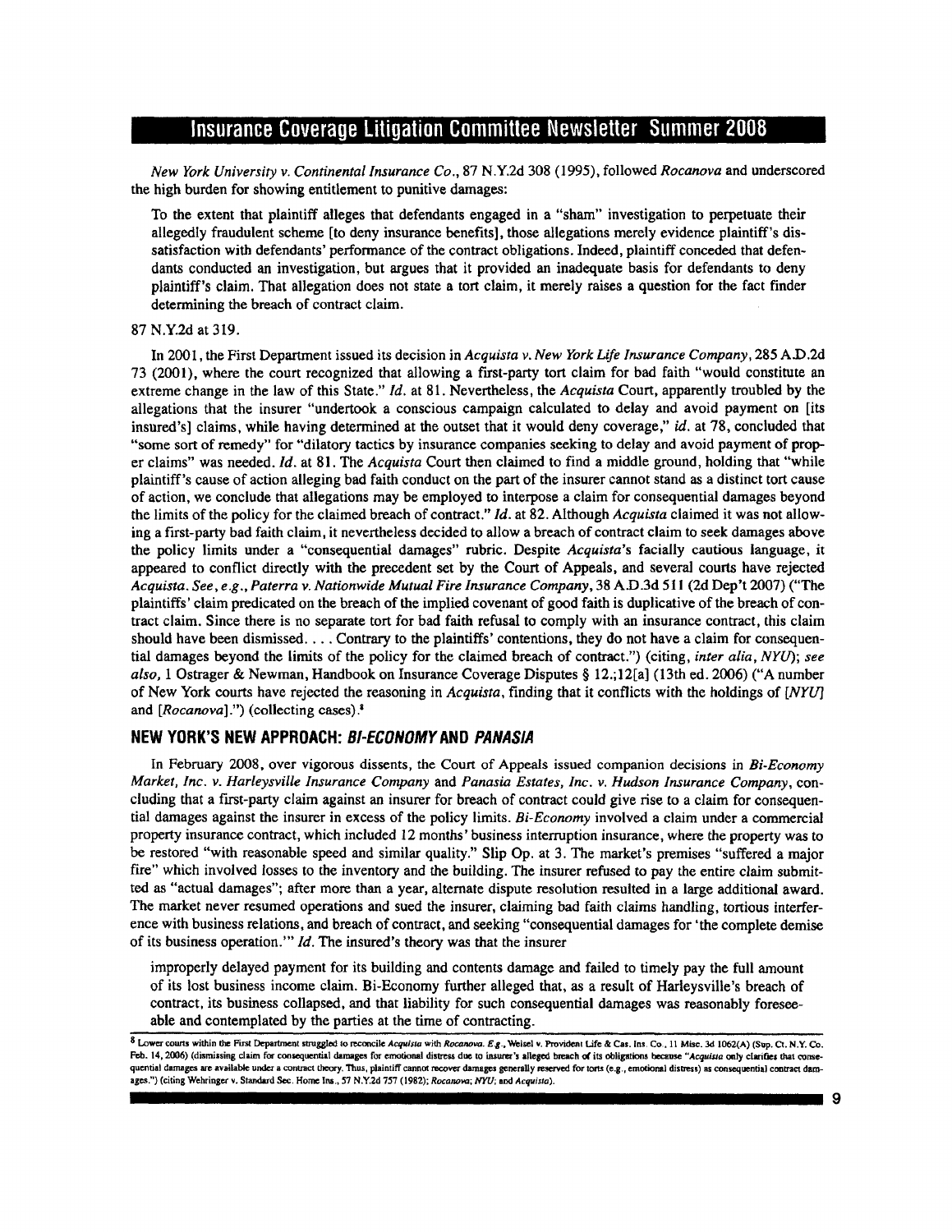*New York University v. Continental Insurance Co.*, 87 N.Y.2d 308 (1995), followed *Rocanova* and underscored the high burden for showing entitlement to punitive damages:

> To the extent that plaintiff alleges that defendants engaged in a "sham" investigation to perpetuate their allegedly fraudulent scheme [to deny insurance benefits], those allegations merely evidence plaintiff's dissatisfaction with defendants' performance of the contract obligations. Indeed, plaintiff conceded that defendants conducted an investigation, but argues that it provided an inadequate basis for defendants to deny plaintiff's claim. That allegation does not state a tort claim, it merely raises a question for the fact finder determining the breach of contract claim.

87 N.Y.2d at 319.

In 2001, the First Department issued its decision in *Acquista v. New York Life Insurance Company*, 285 A.D.2d 73 (2001), where the court recognized that allowing a first-party tort claim for bad faith "would constitute an extreme change in the law of this State." *Id.* at 81. Nevertheless, the *Acquista* Court, apparently troubled by the allegations that the insurer "undertook a conscious campaign calculated to delay and avoid payment on [its insured's] claims, while having determined at the outset that it would deny coverage," *id.* at 78, concluded that "some sort of remedy" for "dilatory tactics by insurance companies seeking to delay and avoid payment of proper claims" was needed. *Id.* at 81. The *Acquista* Court then claimed to find a middle ground, holding that "while plaintiff's cause of action alleging bad faith conduct on the part of the insurer cannot stand as a distinct tort cause of action, we conclude that allegations may be employed to interpose a claim for consequential damages beyond the limits of the policy for the claimed breach of contract." *Id.* at 82. Although *Acquista* claimed it was not allowing a first-party bad faith claim, it nevertheless decided to allow a breach of contract claim to seek damages above the policy limits under a "consequential damages" rubric. Despite *Acquista*'s facially cautious language, it appeared to conflict directly with the precedent set by the Court of Appeals, and several courts have rejected *Acquista*. *See, e.g.*, *Paterra v. Nationwide Mutual Fire Insurance Company*, 38 A.D.3d 511 (2d Dep't 2007) ("The plaintiffs' claim predicated on the breach of the implied covenant of good faith is duplicative of the breach of contract claim. Since there is no separate tort for bad faith refusal to comply with an insurance contract, this claim should have been dismissed. . . . Contrary to the plaintiffs' contentions, they do not have a claim for consequential damages beyond the limits of the policy for the claimed breach of contract.") (citing, *inter alia*, *NYU*); *see also*, 1 Ostrager & Newman, Handbook on Insurance Coverage Disputes § 12.;12[a] (13th ed. 2006) ("A number of New York courts have rejected the reasoning in *Acquista*, finding that it conflicts with the holdings of [*NYU*] and [*Rocanova*].") (collecting cases).[8]

## NEW YORK'S NEW APPROACH: *BI-ECONOMY* AND *PANASIA*

In February 2008, over vigorous dissents, the Court of Appeals issued companion decisions in *Bi-Economy Market, Inc. v. Harleysville Insurance Company* and *Panasia Estates, Inc. v. Hudson Insurance Company*, concluding that a first-party claim against an insurer for breach of contract could give rise to a claim for consequential damages against the insurer in excess of the policy limits. *Bi-Economy* involved a claim under a commercial property insurance contract, which included 12 months' business interruption insurance, where the property was to be restored "with reasonable speed and similar quality." Slip Op. at 3. The market's premises "suffered a major fire" which involved losses to the inventory and the building. The insurer refused to pay the entire claim submitted as "actual damages"; after more than a year, alternate dispute resolution resulted in a large additional award. The market never resumed operations and sued the insurer, claiming bad faith claims handling, tortious interference with business relations, and breach of contract, and seeking "consequential damages for 'the complete demise of its business operation.'" *Id.* The insured's theory was that the insurer

> improperly delayed payment for its building and contents damage and failed to timely pay the full amount of its lost business income claim. Bi-Economy further alleged that, as a result of Harleysville's breach of contract, its business collapsed, and that liability for such consequential damages was reasonably foreseeable and contemplated by the parties at the time of contracting.

[8] Lower courts within the First Department struggled to reconcile *Acquista* with *Rocanova*. *E.g.*, Weisel v. Provident Life & Cas. Ins. Co., 11 Misc. 3d 1062(A) (Sup. Ct. N.Y. Co. Feb. 14, 2006) (dismissing claim for consequential damages for emotional distress due to insurer's alleged breach of its obligations because "*Acquista* only clarifies that consequential damages are available under a contract theory. Thus, plaintiff cannot recover damages generally reserved for torts (e.g., emotional distress) as consequential contract damages.") (citing Wehringer v. Standard Sec. Home Ins., 57 N.Y.2d 757 (1982); *Rocanova*; *NYU*; and *Acquista*).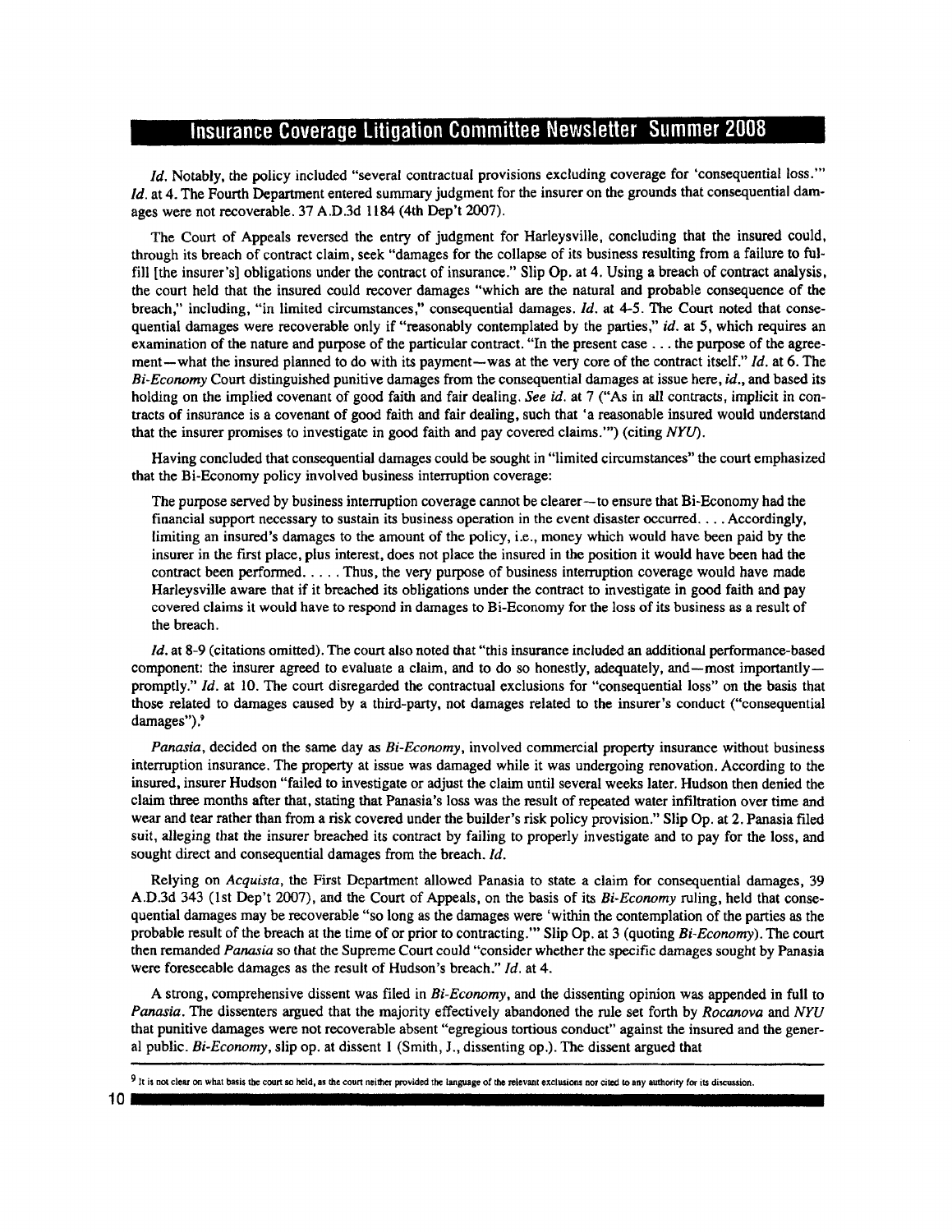*Id.* Notably, the policy included "several contractual provisions excluding coverage for 'consequential loss.'" *Id.* at 4. The Fourth Department entered summary judgment for the insurer on the grounds that consequential damages were not recoverable. 37 A.D.3d 1184 (4th Dep't 2007).

The Court of Appeals reversed the entry of judgment for Harleysville, concluding that the insured could, through its breach of contract claim, seek "damages for the collapse of its business resulting from a failure to fulfill [the insurer's] obligations under the contract of insurance." Slip Op. at 4. Using a breach of contract analysis, the court held that the insured could recover damages "which are the natural and probable consequence of the breach," including, "in limited circumstances," consequential damages. *Id.* at 4-5. The Court noted that consequential damages were recoverable only if "reasonably contemplated by the parties," *id.* at 5, which requires an examination of the nature and purpose of the particular contract. "In the present case . . . the purpose of the agreement—what the insured planned to do with its payment—was at the very core of the contract itself." *Id.* at 6. The *Bi-Economy* Court distinguished punitive damages from the consequential damages at issue here, *id.*, and based its holding on the implied covenant of good faith and fair dealing. *See id.* at 7 ("As in all contracts, implicit in contracts of insurance is a covenant of good faith and fair dealing, such that 'a reasonable insured would understand that the insurer promises to investigate in good faith and pay covered claims.'") (citing *NYU*).

Having concluded that consequential damages could be sought in "limited circumstances" the court emphasized that the Bi-Economy policy involved business interruption coverage:

> The purpose served by business interruption coverage cannot be clearer—to ensure that Bi-Economy had the financial support necessary to sustain its business operation in the event disaster occurred. . . . Accordingly, limiting an insured's damages to the amount of the policy, i.e., money which would have been paid by the insurer in the first place, plus interest, does not place the insured in the position it would have been had the contract been performed. . . . . Thus, the very purpose of business interruption coverage would have made Harleysville aware that if it breached its obligations under the contract to investigate in good faith and pay covered claims it would have to respond in damages to Bi-Economy for the loss of its business as a result of the breach.

*Id.* at 8-9 (citations omitted). The court also noted that "this insurance included an additional performance-based component: the insurer agreed to evaluate a claim, and to do so honestly, adequately, and—most importantly—promptly." *Id.* at 10. The court disregarded the contractual exclusions for "consequential loss" on the basis that those related to damages caused by a third-party, not damages related to the insurer's conduct ("consequential damages").[9]

*Panasia*, decided on the same day as *Bi-Economy*, involved commercial property insurance without business interruption insurance. The property at issue was damaged while it was undergoing renovation. According to the insured, insurer Hudson "failed to investigate or adjust the claim until several weeks later. Hudson then denied the claim three months after that, stating that Panasia's loss was the result of repeated water infiltration over time and wear and tear rather than from a risk covered under the builder's risk policy provision." Slip Op. at 2. Panasia filed suit, alleging that the insurer breached its contract by failing to properly investigate and to pay for the loss, and sought direct and consequential damages from the breach. *Id.*

Relying on *Acquista*, the First Department allowed Panasia to state a claim for consequential damages, 39 A.D.3d 343 (1st Dep't 2007), and the Court of Appeals, on the basis of its *Bi-Economy* ruling, held that consequential damages may be recoverable "so long as the damages were 'within the contemplation of the parties as the probable result of the breach at the time of or prior to contracting.'" Slip Op. at 3 (quoting *Bi-Economy*). The court then remanded *Panasia* so that the Supreme Court could "consider whether the specific damages sought by Panasia were foreseeable damages as the result of Hudson's breach." *Id.* at 4.

A strong, comprehensive dissent was filed in *Bi-Economy*, and the dissenting opinion was appended in full to *Panasia*. The dissenters argued that the majority effectively abandoned the rule set forth by *Rocanova* and *NYU* that punitive damages were not recoverable absent "egregious tortious conduct" against the insured and the general public. *Bi-Economy*, slip op. at dissent 1 (Smith, J., dissenting op.). The dissent argued that

---

[9] It is not clear on what basis the court so held, as the court neither provided the language of the relevant exclusions nor cited to any authority for its discussion.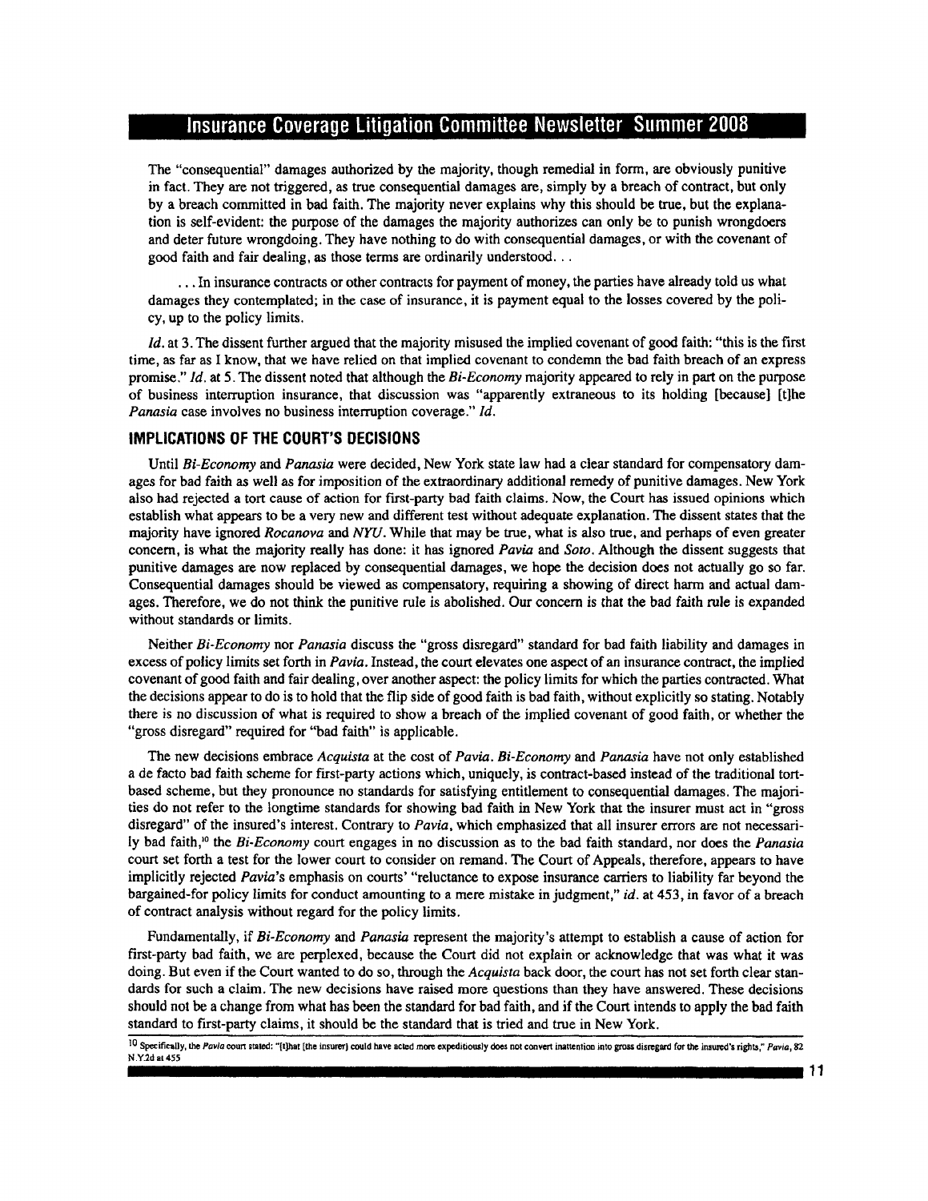The "consequential" damages authorized by the majority, though remedial in form, are obviously punitive in fact. They are not triggered, as true consequential damages are, simply by a breach of contract, but only by a breach committed in bad faith. The majority never explains why this should be true, but the explanation is self-evident: the purpose of the damages the majority authorizes can only be to punish wrongdoers and deter future wrongdoing. They have nothing to do with consequential damages, or with the covenant of good faith and fair dealing, as those terms are ordinarily understood. . .

. . . In insurance contracts or other contracts for payment of money, the parties have already told us what damages they contemplated; in the case of insurance, it is payment equal to the losses covered by the policy, up to the policy limits.

*Id.* at 3. The dissent further argued that the majority misused the implied covenant of good faith: "this is the first time, as far as I know, that we have relied on that implied covenant to condemn the bad faith breach of an express promise." *Id.* at 5. The dissent noted that although the *Bi-Economy* majority appeared to rely in part on the purpose of business interruption insurance, that discussion was "apparently extraneous to its holding [because] [t]he *Panasia* case involves no business interruption coverage." *Id.*

## IMPLICATIONS OF THE COURT'S DECISIONS

Until *Bi-Economy* and *Panasia* were decided, New York state law had a clear standard for compensatory damages for bad faith as well as for imposition of the extraordinary additional remedy of punitive damages. New York also had rejected a tort cause of action for first-party bad faith claims. Now, the Court has issued opinions which establish what appears to be a very new and different test without adequate explanation. The dissent states that the majority have ignored *Rocanova* and *NYU*. While that may be true, what is also true, and perhaps of even greater concern, is what the majority really has done: it has ignored *Pavia* and *Soto*. Although the dissent suggests that punitive damages are now replaced by consequential damages, we hope the decision does not actually go so far. Consequential damages should be viewed as compensatory, requiring a showing of direct harm and actual damages. Therefore, we do not think the punitive rule is abolished. Our concern is that the bad faith rule is expanded without standards or limits.

Neither *Bi-Economy* nor *Panasia* discuss the "gross disregard" standard for bad faith liability and damages in excess of policy limits set forth in *Pavia*. Instead, the court elevates one aspect of an insurance contract, the implied covenant of good faith and fair dealing, over another aspect: the policy limits for which the parties contracted. What the decisions appear to do is to hold that the flip side of good faith is bad faith, without explicitly so stating. Notably there is no discussion of what is required to show a breach of the implied covenant of good faith, or whether the "gross disregard" required for "bad faith" is applicable.

The new decisions embrace *Acquista* at the cost of *Pavia*. *Bi-Economy* and *Panasia* have not only established a de facto bad faith scheme for first-party actions which, uniquely, is contract-based instead of the traditional tort-based scheme, but they pronounce no standards for satisfying entitlement to consequential damages. The majorities do not refer to the longtime standards for showing bad faith in New York that the insurer must act in "gross disregard" of the insured's interest. Contrary to *Pavia*, which emphasized that all insurer errors are not necessarily bad faith,[10] the *Bi-Economy* court engages in no discussion as to the bad faith standard, nor does the *Panasia* court set forth a test for the lower court to consider on remand. The Court of Appeals, therefore, appears to have implicitly rejected *Pavia*'s emphasis on courts' "reluctance to expose insurance carriers to liability far beyond the bargained-for policy limits for conduct amounting to a mere mistake in judgment," *id.* at 453, in favor of a breach of contract analysis without regard for the policy limits.

Fundamentally, if *Bi-Economy* and *Panasia* represent the majority's attempt to establish a cause of action for first-party bad faith, we are perplexed, because the Court did not explain or acknowledge that was what it was doing. But even if the Court wanted to do so, through the *Acquista* back door, the court has not set forth clear standards for such a claim. The new decisions have raised more questions than they have answered. These decisions should not be a change from what has been the standard for bad faith, and if the Court intends to apply the bad faith standard to first-party claims, it should be the standard that is tried and true in New York.

[10] Specifically, the *Pavia* court stated: "[t]hat [the insurer] could have acted more expeditiously does not convert inattention into gross disregard for the insured's rights," *Pavia*, 82 N.Y.2d at 455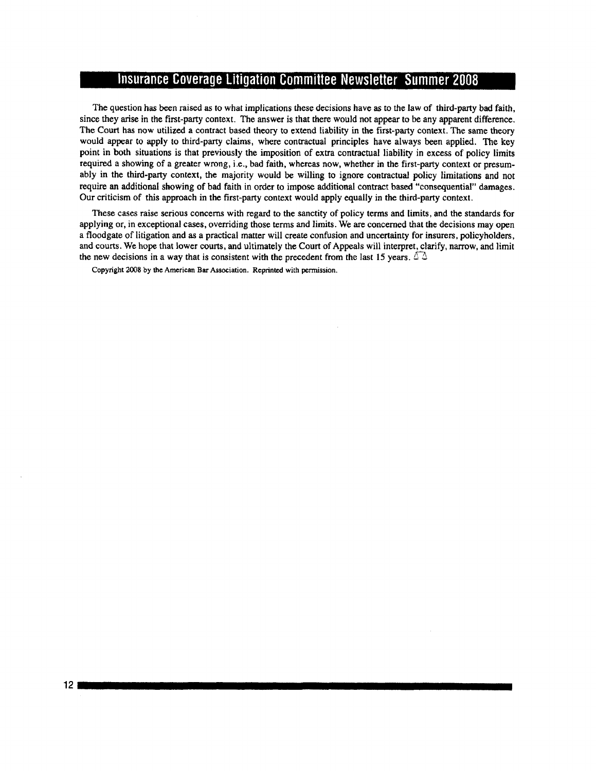The question has been raised as to what implications these decisions have as to the law of third-party bad faith, since they arise in the first-party context. The answer is that there would not appear to be any apparent difference. The Court has now utilized a contract based theory to extend liability in the first-party context. The same theory would appear to apply to third-party claims, where contractual principles have always been applied. The key point in both situations is that previously the imposition of extra contractual liability in excess of policy limits required a showing of a greater wrong, i.e., bad faith, whereas now, whether in the first-party context or presumably in the third-party context, the majority would be willing to ignore contractual policy limitations and not require an additional showing of bad faith in order to impose additional contract based "consequential" damages. Our criticism of this approach in the first-party context would apply equally in the third-party context.

These cases raise serious concerns with regard to the sanctity of policy terms and limits, and the standards for applying or, in exceptional cases, overriding those terms and limits. We are concerned that the decisions may open a floodgate of litigation and as a practical matter will create confusion and uncertainty for insurers, policyholders, and courts. We hope that lower courts, and ultimately the Court of Appeals will interpret, clarify, narrow, and limit the new decisions in a way that is consistent with the precedent from the last 15 years.

Copyright 2008 by the American Bar Association. Reprinted with permission.